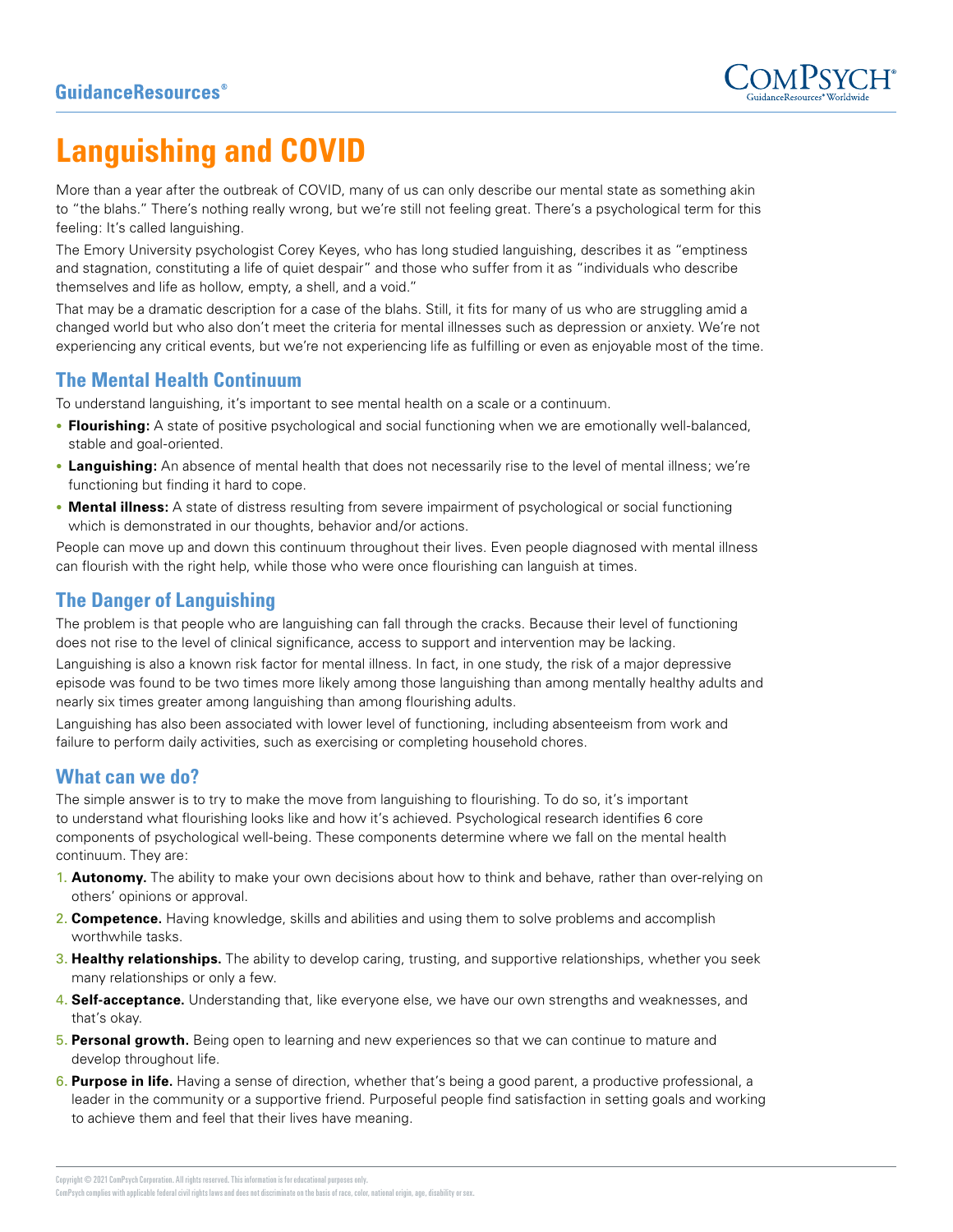# Languishing and COVID

More than a year after the outbreak of COVID, many of us can only describe our mental state as something akin to "the blahs." There's nothing really wrong, but we're still not feeling great. There's a psychological term for this feeling: It's called languishing.

The Emory University psychologist Corey Keyes, who has long studied languishing, describes it as "emptiness and stagnation, constituting a life of quiet despair" and those who suffer from it as "individuals who describe themselves and life as hollow, empty, a shell, and a void."

That may be a dramatic description for a case of the blahs. Still, it fits for many of us who are struggling amid a changed world but who also don't meet the criteria for mental illnesses such as depression or anxiety. We're not experiencing any critical events, but we're not experiencing life as fulfilling or even as enjoyable most of the time.

## The Mental Health Continuum

To understand languishing, it's important to see mental health on a scale or a continuum.

- **Flourishing:** A state of positive psychological and social functioning when we are emotionally well-balanced, stable and goal-oriented.
- **Languishing:** An absence of mental health that does not necessarily rise to the level of mental illness; we're functioning but finding it hard to cope.
- **Mental illness:** A state of distress resulting from severe impairment of psychological or social functioning which is demonstrated in our thoughts, behavior and/or actions.

People can move up and down this continuum throughout their lives. Even people diagnosed with mental illness can flourish with the right help, while those who were once flourishing can languish at times.

## The Danger of Languishing

The problem is that people who are languishing can fall through the cracks. Because their level of functioning does not rise to the level of clinical significance, access to support and intervention may be lacking.

Languishing is also a known risk factor for mental illness. In fact, in one study, the risk of a major depressive episode was found to be two times more likely among those languishing than among mentally healthy adults and nearly six times greater among languishing than among flourishing adults.

Languishing has also been associated with lower level of functioning, including absenteeism from work and failure to perform daily activities, such as exercising or completing household chores.

## What can we do?

The simple answer is to try to make the move from languishing to flourishing. To do so, it's important to understand what flourishing looks like and how it's achieved. Psychological research identifies 6 core components of psychological well-being. These components determine where we fall on the mental health continuum. They are:

1. **Autonomy.** The ability to make your own decisions about how to think and behave, rather than over-relying on others' opinions or approval.
2. **Competence.** Having knowledge, skills and abilities and using them to solve problems and accomplish worthwhile tasks.
3. **Healthy relationships.** The ability to develop caring, trusting, and supportive relationships, whether you seek many relationships or only a few.
4. **Self-acceptance.** Understanding that, like everyone else, we have our own strengths and weaknesses, and that's okay.
5. **Personal growth.** Being open to learning and new experiences so that we can continue to mature and develop throughout life.
6. **Purpose in life.** Having a sense of direction, whether that's being a good parent, a productive professional, a leader in the community or a supportive friend. Purposeful people find satisfaction in setting goals and working to achieve them and feel that their lives have meaning.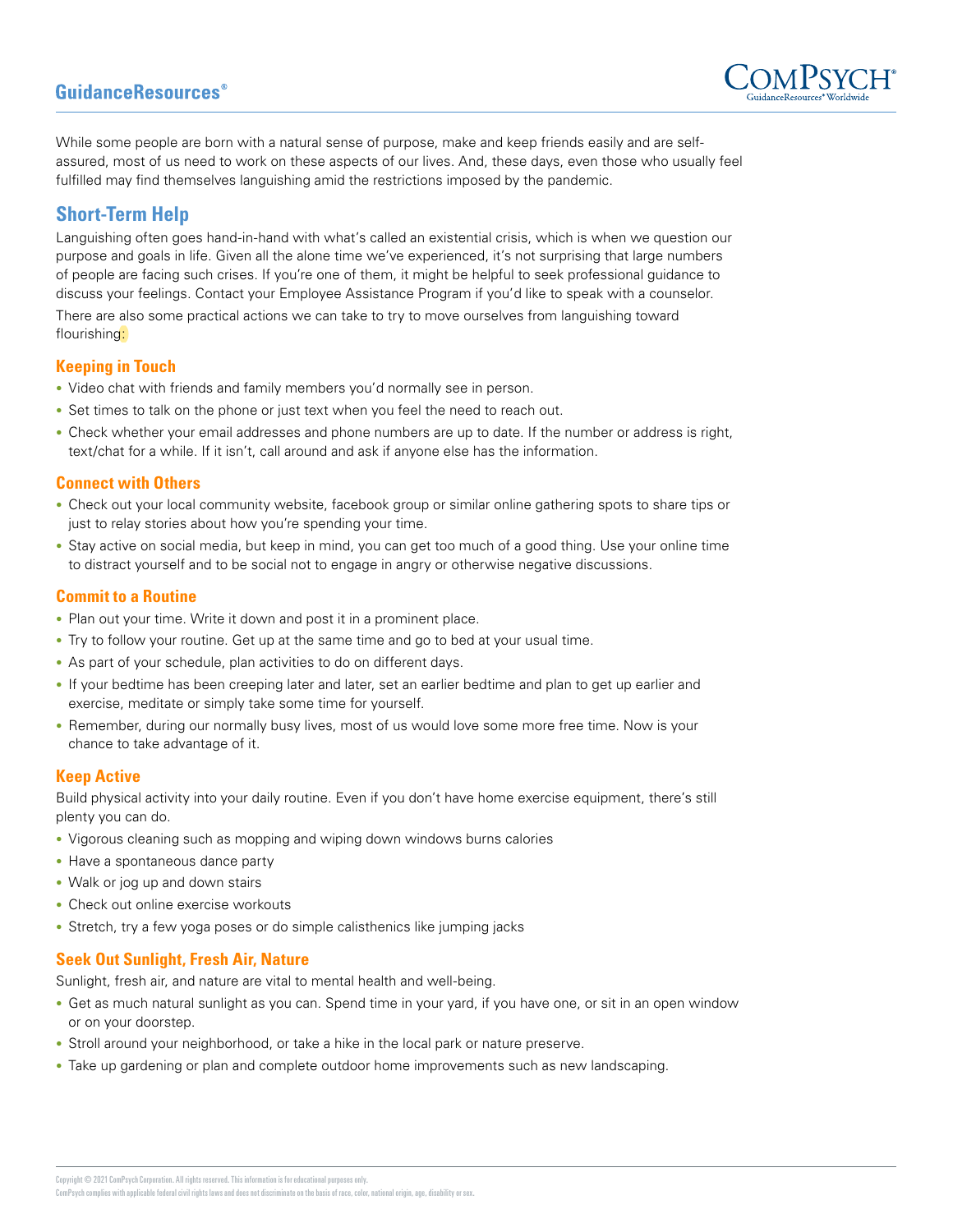While some people are born with a natural sense of purpose, make and keep friends easily and are self-assured, most of us need to work on these aspects of our lives. And, these days, even those who usually feel fulfilled may find themselves languishing amid the restrictions imposed by the pandemic.

## Short-Term Help

Languishing often goes hand-in-hand with what's called an existential crisis, which is when we question our purpose and goals in life. Given all the alone time we've experienced, it's not surprising that large numbers of people are facing such crises. If you're one of them, it might be helpful to seek professional guidance to discuss your feelings. Contact your Employee Assistance Program if you'd like to speak with a counselor.

There are also some practical actions we can take to try to move ourselves from languishing toward flourishing:

### Keeping in Touch

- Video chat with friends and family members you'd normally see in person.
- Set times to talk on the phone or just text when you feel the need to reach out.
- Check whether your email addresses and phone numbers are up to date. If the number or address is right, text/chat for a while. If it isn't, call around and ask if anyone else has the information.

### Connect with Others

- Check out your local community website, facebook group or similar online gathering spots to share tips or just to relay stories about how you're spending your time.
- Stay active on social media, but keep in mind, you can get too much of a good thing. Use your online time to distract yourself and to be social not to engage in angry or otherwise negative discussions.

### Commit to a Routine

- Plan out your time. Write it down and post it in a prominent place.
- Try to follow your routine. Get up at the same time and go to bed at your usual time.
- As part of your schedule, plan activities to do on different days.
- If your bedtime has been creeping later and later, set an earlier bedtime and plan to get up earlier and exercise, meditate or simply take some time for yourself.
- Remember, during our normally busy lives, most of us would love some more free time. Now is your chance to take advantage of it.

### Keep Active

Build physical activity into your daily routine. Even if you don't have home exercise equipment, there's still plenty you can do.

- Vigorous cleaning such as mopping and wiping down windows burns calories
- Have a spontaneous dance party
- Walk or jog up and down stairs
- Check out online exercise workouts
- Stretch, try a few yoga poses or do simple calisthenics like jumping jacks

### Seek Out Sunlight, Fresh Air, Nature

Sunlight, fresh air, and nature are vital to mental health and well-being.

- Get as much natural sunlight as you can. Spend time in your yard, if you have one, or sit in an open window or on your doorstep.
- Stroll around your neighborhood, or take a hike in the local park or nature preserve.
- Take up gardening or plan and complete outdoor home improvements such as new landscaping.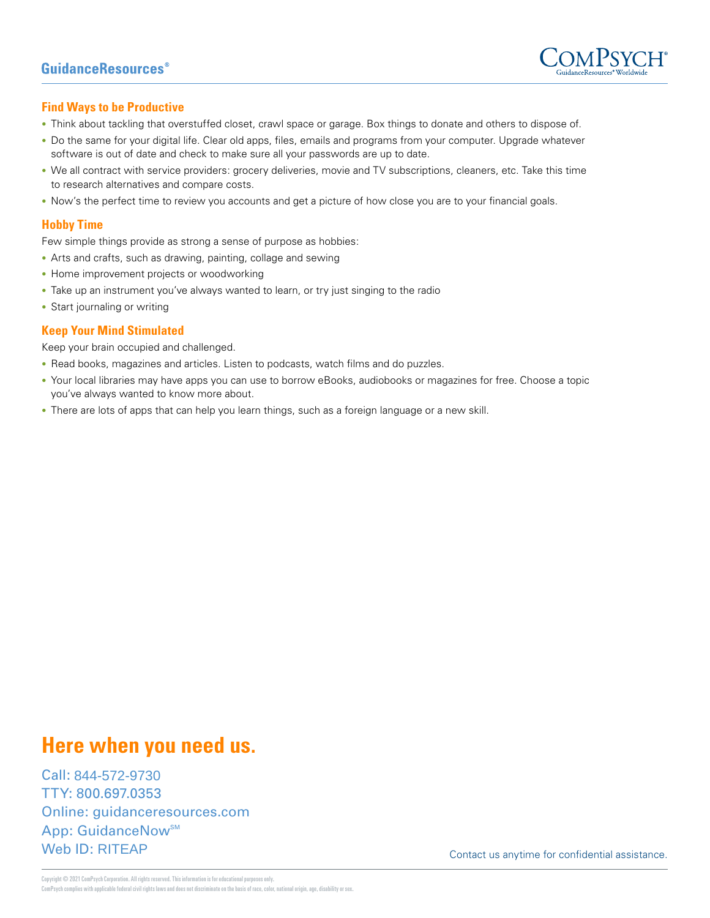## Find Ways to be Productive

- Think about tackling that overstuffed closet, crawl space or garage. Box things to donate and others to dispose of.
- Do the same for your digital life. Clear old apps, files, emails and programs from your computer. Upgrade whatever software is out of date and check to make sure all your passwords are up to date.
- We all contract with service providers: grocery deliveries, movie and TV subscriptions, cleaners, etc. Take this time to research alternatives and compare costs.
- Now's the perfect time to review you accounts and get a picture of how close you are to your financial goals.

## Hobby Time

Few simple things provide as strong a sense of purpose as hobbies:

- Arts and crafts, such as drawing, painting, collage and sewing
- Home improvement projects or woodworking
- Take up an instrument you've always wanted to learn, or try just singing to the radio
- Start journaling or writing

## Keep Your Mind Stimulated

Keep your brain occupied and challenged.

- Read books, magazines and articles. Listen to podcasts, watch films and do puzzles.
- Your local libraries may have apps you can use to borrow eBooks, audiobooks or magazines for free. Choose a topic you've always wanted to know more about.
- There are lots of apps that can help you learn things, such as a foreign language or a new skill.

# Here when you need us.

Call: 844-572-9730
TTY: 800.697.0353
Online: guidanceresources.com
App: GuidanceNow℠
Web ID: RITEAP

Contact us anytime for confidential assistance.

Copyright © 2021 ComPsych Corporation. All rights reserved. This information is for educational purposes only.
ComPsych complies with applicable federal civil rights laws and does not discriminate on the basis of race, color, national origin, age, disability or sex.